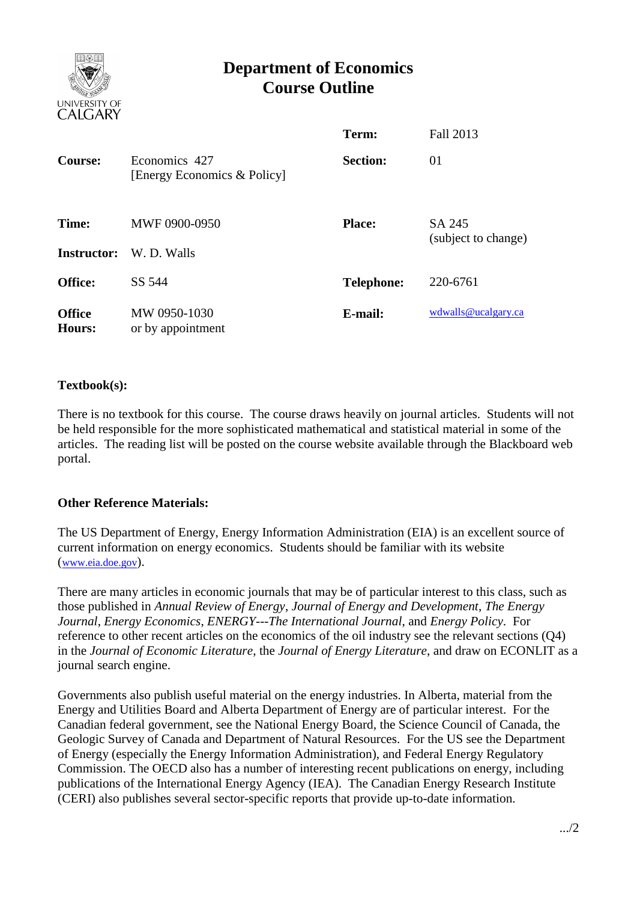# Department of Economics Course Outline

| | | | |
|---|---|---|---|
| **Course:** | Economics 427 [Energy Economics & Policy] | **Term:** | Fall 2013 |
| | | **Section:** | 01 |
| **Time:** | MWF 0900-0950 | **Place:** | SA 245 (subject to change) |
| **Instructor:** | W. D. Walls | | |
| **Office:** | SS 544 | **Telephone:** | 220-6761 |
| **Office Hours:** | MW 0950-1030 or by appointment | **E-mail:** | wdwalls@ucalgary.ca |

**Textbook(s):**

There is no textbook for this course. The course draws heavily on journal articles. Students will not be held responsible for the more sophisticated mathematical and statistical material in some of the articles. The reading list will be posted on the course website available through the Blackboard web portal.

**Other Reference Materials:**

The US Department of Energy, Energy Information Administration (EIA) is an excellent source of current information on energy economics. Students should be familiar with its website (www.eia.doe.gov).

There are many articles in economic journals that may be of particular interest to this class, such as those published in *Annual Review of Energy*, *Journal of Energy and Development*, *The Energy Journal*, *Energy Economics*, *ENERGY---The International Journal*, and *Energy Policy*. For reference to other recent articles on the economics of the oil industry see the relevant sections (Q4) in the *Journal of Economic Literature*, the *Journal of Energy Literature*, and draw on ECONLIT as a journal search engine.

Governments also publish useful material on the energy industries. In Alberta, material from the Energy and Utilities Board and Alberta Department of Energy are of particular interest. For the Canadian federal government, see the National Energy Board, the Science Council of Canada, the Geologic Survey of Canada and Department of Natural Resources. For the US see the Department of Energy (especially the Energy Information Administration), and Federal Energy Regulatory Commission. The OECD also has a number of interesting recent publications on energy, including publications of the International Energy Agency (IEA). The Canadian Energy Research Institute (CERI) also publishes several sector-specific reports that provide up-to-date information.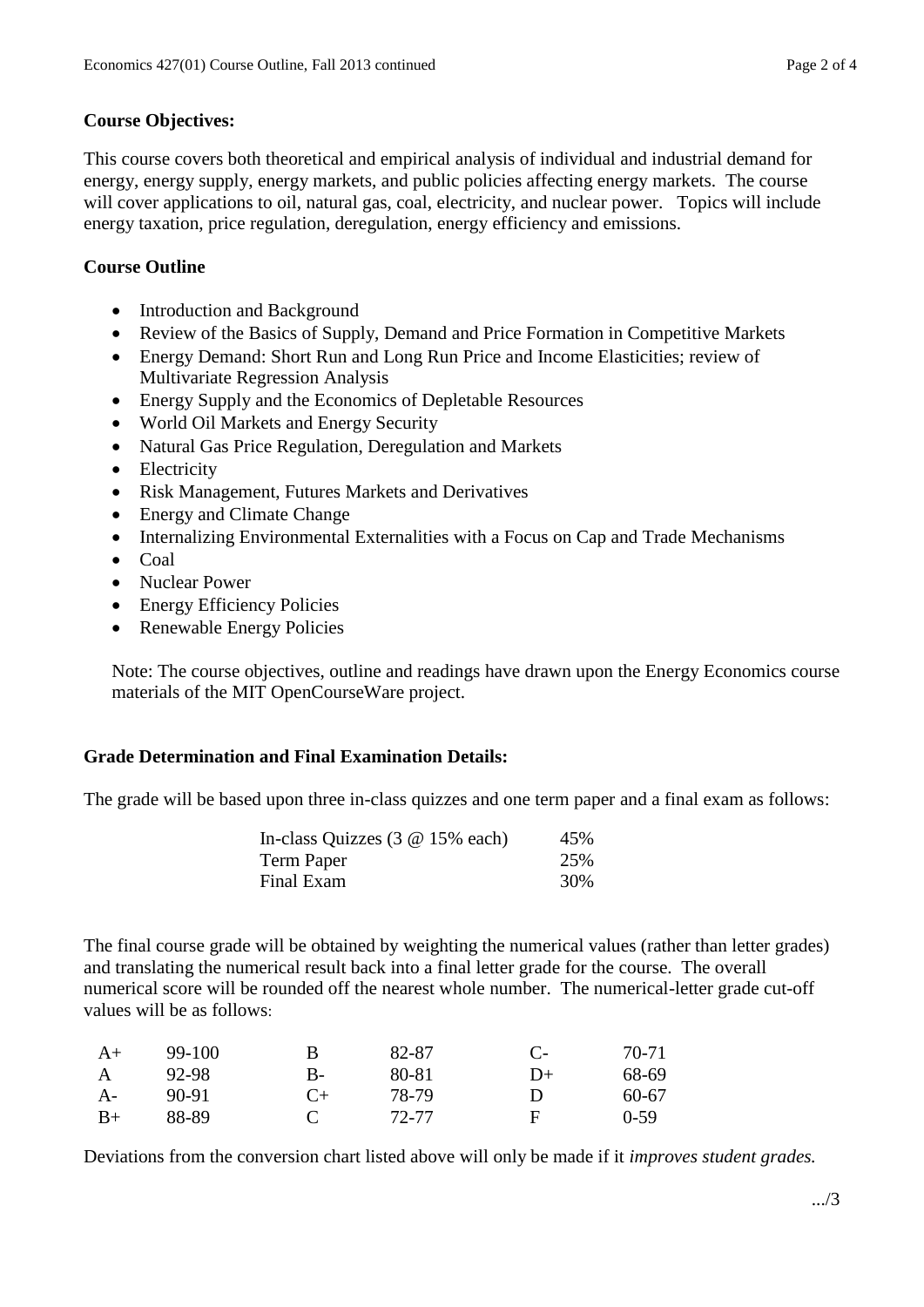**Course Objectives:**

This course covers both theoretical and empirical analysis of individual and industrial demand for energy, energy supply, energy markets, and public policies affecting energy markets. The course will cover applications to oil, natural gas, coal, electricity, and nuclear power. Topics will include energy taxation, price regulation, deregulation, energy efficiency and emissions.

**Course Outline**

- Introduction and Background
- Review of the Basics of Supply, Demand and Price Formation in Competitive Markets
- Energy Demand: Short Run and Long Run Price and Income Elasticities; review of Multivariate Regression Analysis
- Energy Supply and the Economics of Depletable Resources
- World Oil Markets and Energy Security
- Natural Gas Price Regulation, Deregulation and Markets
- Electricity
- Risk Management, Futures Markets and Derivatives
- Energy and Climate Change
- Internalizing Environmental Externalities with a Focus on Cap and Trade Mechanisms
- Coal
- Nuclear Power
- Energy Efficiency Policies
- Renewable Energy Policies

Note: The course objectives, outline and readings have drawn upon the Energy Economics course materials of the MIT OpenCourseWare project.

**Grade Determination and Final Examination Details:**

The grade will be based upon three in-class quizzes and one term paper and a final exam as follows:

| Component | Weight |
|---|---|
| In-class Quizzes (3 @ 15% each) | 45% |
| Term Paper | 25% |
| Final Exam | 30% |

The final course grade will be obtained by weighting the numerical values (rather than letter grades) and translating the numerical result back into a final letter grade for the course. The overall numerical score will be rounded off the nearest whole number. The numerical-letter grade cut-off values will be as follows:

| Grade | Range | Grade | Range | Grade | Range |
|---|---|---|---|---|---|
| A+ | 99-100 | B | 82-87 | C- | 70-71 |
| A | 92-98 | B- | 80-81 | D+ | 68-69 |
| A- | 90-91 | C+ | 78-79 | D | 60-67 |
| B+ | 88-89 | C | 72-77 | F | 0-59 |

Deviations from the conversion chart listed above will only be made if it *improves student grades.*

.../3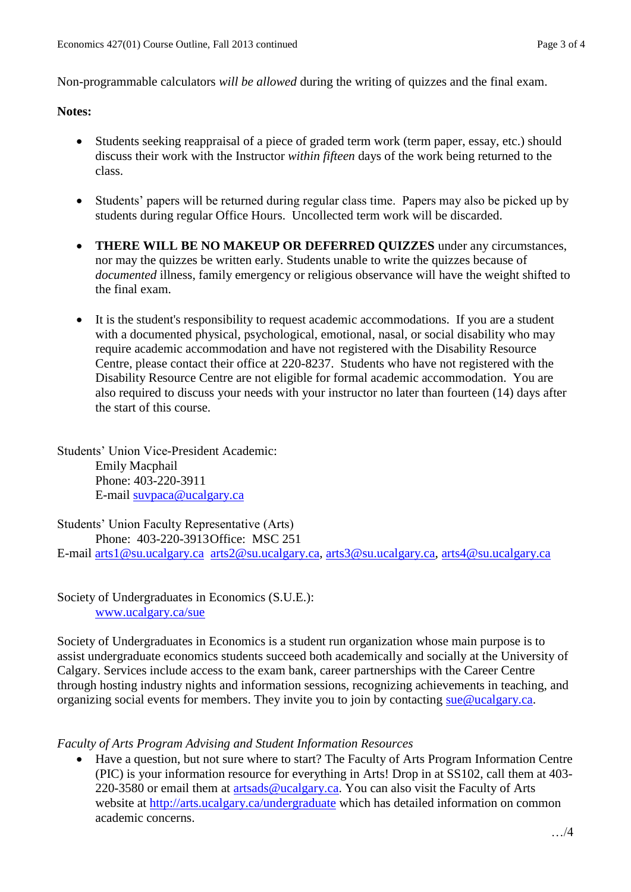Non-programmable calculators *will be allowed* during the writing of quizzes and the final exam.

**Notes:**

- Students seeking reappraisal of a piece of graded term work (term paper, essay, etc.) should discuss their work with the Instructor *within fifteen* days of the work being returned to the class.

- Students' papers will be returned during regular class time. Papers may also be picked up by students during regular Office Hours. Uncollected term work will be discarded.

- **THERE WILL BE NO MAKEUP OR DEFERRED QUIZZES** under any circumstances, nor may the quizzes be written early. Students unable to write the quizzes because of *documented* illness, family emergency or religious observance will have the weight shifted to the final exam.

- It is the student's responsibility to request academic accommodations. If you are a student with a documented physical, psychological, emotional, nasal, or social disability who may require academic accommodation and have not registered with the Disability Resource Centre, please contact their office at 220-8237. Students who have not registered with the Disability Resource Centre are not eligible for formal academic accommodation. You are also required to discuss your needs with your instructor no later than fourteen (14) days after the start of this course.

Students' Union Vice-President Academic:
Emily Macphail
Phone: 403-220-3911
E-mail suvpaca@ucalgary.ca

Students' Union Faculty Representative (Arts)
Phone: 403-220-3913Office: MSC 251
E-mail arts1@su.ucalgary.ca arts2@su.ucalgary.ca, arts3@su.ucalgary.ca, arts4@su.ucalgary.ca

Society of Undergraduates in Economics (S.U.E.):
www.ucalgary.ca/sue

Society of Undergraduates in Economics is a student run organization whose main purpose is to assist undergraduate economics students succeed both academically and socially at the University of Calgary. Services include access to the exam bank, career partnerships with the Career Centre through hosting industry nights and information sessions, recognizing achievements in teaching, and organizing social events for members. They invite you to join by contacting sue@ucalgary.ca.

*Faculty of Arts Program Advising and Student Information Resources*

- Have a question, but not sure where to start? The Faculty of Arts Program Information Centre (PIC) is your information resource for everything in Arts! Drop in at SS102, call them at 403-220-3580 or email them at artsads@ucalgary.ca. You can also visit the Faculty of Arts website at http://arts.ucalgary.ca/undergraduate which has detailed information on common academic concerns.

…/4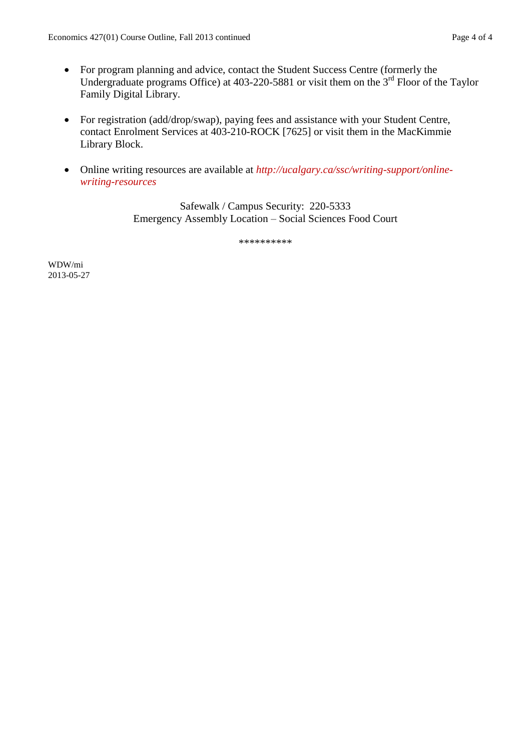- For program planning and advice, contact the Student Success Centre (formerly the Undergraduate programs Office) at 403-220-5881 or visit them on the 3rd Floor of the Taylor Family Digital Library.

- For registration (add/drop/swap), paying fees and assistance with your Student Centre, contact Enrolment Services at 403-210-ROCK [7625] or visit them in the MacKimmie Library Block.

- Online writing resources are available at *http://ucalgary.ca/ssc/writing-support/online-writing-resources*

Safewalk / Campus Security: 220-5333
Emergency Assembly Location – Social Sciences Food Court

**********

WDW/mi
2013-05-27